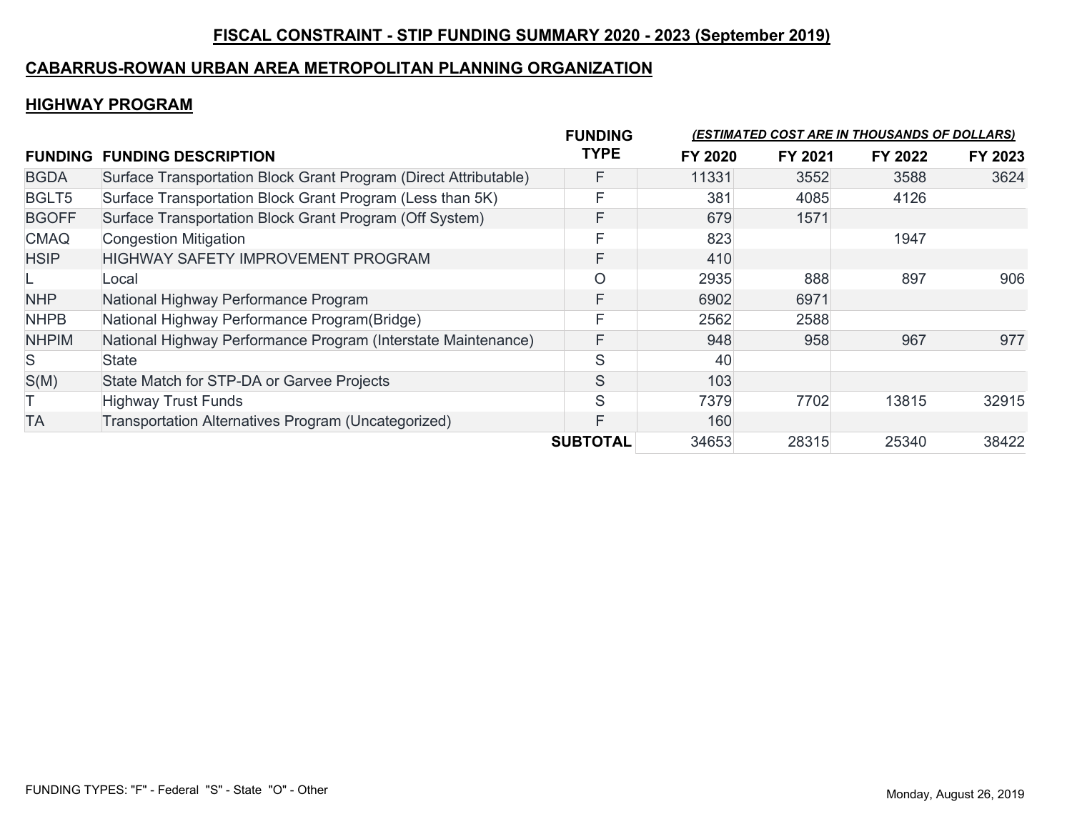# FISCAL CONSTRAINT - STIP FUNDING SUMMARY 2020 - 2023 (September 2019)

## CABARRUS-ROWAN URBAN AREA METROPOLITAN PLANNING ORGANIZATION

### HIGHWAY PROGRAM

| FUNDING | FUNDING DESCRIPTION | FUNDING TYPE | *(ESTIMATED COST ARE IN THOUSANDS OF DOLLARS)* FY 2020 | FY 2021 | FY 2022 | FY 2023 |
|---|---|---|---|---|---|---|
| BGDA | Surface Transportation Block Grant Program (Direct Attributable) | F | 11331 | 3552 | 3588 | 3624 |
| BGLT5 | Surface Transportation Block Grant Program (Less than 5K) | F | 381 | 4085 | 4126 | |
| BGOFF | Surface Transportation Block Grant Program (Off System) | F | 679 | 1571 | | |
| CMAQ | Congestion Mitigation | F | 823 | | 1947 | |
| HSIP | HIGHWAY SAFETY IMPROVEMENT PROGRAM | F | 410 | | | |
| L | Local | O | 2935 | 888 | 897 | 906 |
| NHP | National Highway Performance Program | F | 6902 | 6971 | | |
| NHPB | National Highway Performance Program(Bridge) | F | 2562 | 2588 | | |
| NHPIM | National Highway Performance Program (Interstate Maintenance) | F | 948 | 958 | 967 | 977 |
| S | State | S | 40 | | | |
| S(M) | State Match for STP-DA or Garvee Projects | S | 103 | | | |
| T | Highway Trust Funds | S | 7379 | 7702 | 13815 | 32915 |
| TA | Transportation Alternatives Program (Uncategorized) | F | 160 | | | |
| | | **SUBTOTAL** | 34653 | 28315 | 25340 | 38422 |

FUNDING TYPES: "F" - Federal "S" - State "O" - Other

Monday, August 26, 2019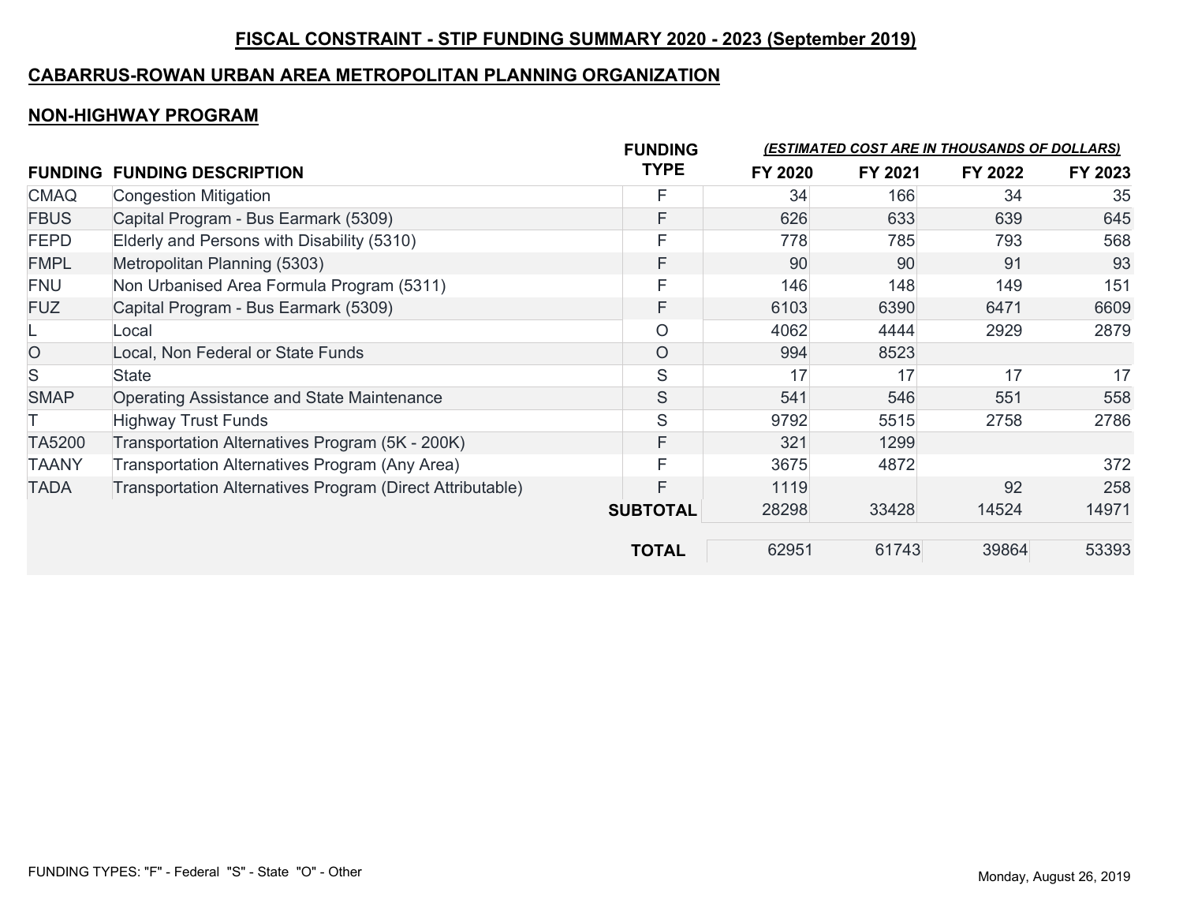## FISCAL CONSTRAINT - STIP FUNDING SUMMARY 2020 - 2023 (September 2019)

### CABARRUS-ROWAN URBAN AREA METROPOLITAN PLANNING ORGANIZATION

### NON-HIGHWAY PROGRAM

| FUNDING | FUNDING DESCRIPTION | FUNDING TYPE | *(ESTIMATED COST ARE IN THOUSANDS OF DOLLARS)* FY 2020 | FY 2021 | FY 2022 | FY 2023 |
|---|---|---|---|---|---|---|
| CMAQ | Congestion Mitigation | F | 34 | 166 | 34 | 35 |
| FBUS | Capital Program - Bus Earmark (5309) | F | 626 | 633 | 639 | 645 |
| FEPD | Elderly and Persons with Disability (5310) | F | 778 | 785 | 793 | 568 |
| FMPL | Metropolitan Planning (5303) | F | 90 | 90 | 91 | 93 |
| FNU | Non Urbanised Area Formula Program (5311) | F | 146 | 148 | 149 | 151 |
| FUZ | Capital Program - Bus Earmark (5309) | F | 6103 | 6390 | 6471 | 6609 |
| L | Local | O | 4062 | 4444 | 2929 | 2879 |
| O | Local, Non Federal or State Funds | O | 994 | 8523 | | |
| S | State | S | 17 | 17 | 17 | 17 |
| SMAP | Operating Assistance and State Maintenance | S | 541 | 546 | 551 | 558 |
| T | Highway Trust Funds | S | 9792 | 5515 | 2758 | 2786 |
| TA5200 | Transportation Alternatives Program (5K - 200K) | F | 321 | 1299 | | |
| TAANY | Transportation Alternatives Program (Any Area) | F | 3675 | 4872 | | 372 |
| TADA | Transportation Alternatives Program (Direct Attributable) | F | 1119 | | 92 | 258 |
| | | **SUBTOTAL** | 28298 | 33428 | 14524 | 14971 |
| | | **TOTAL** | 62951 | 61743 | 39864 | 53393 |

FUNDING TYPES: "F" - Federal "S" - State "O" - Other

Monday, August 26, 2019